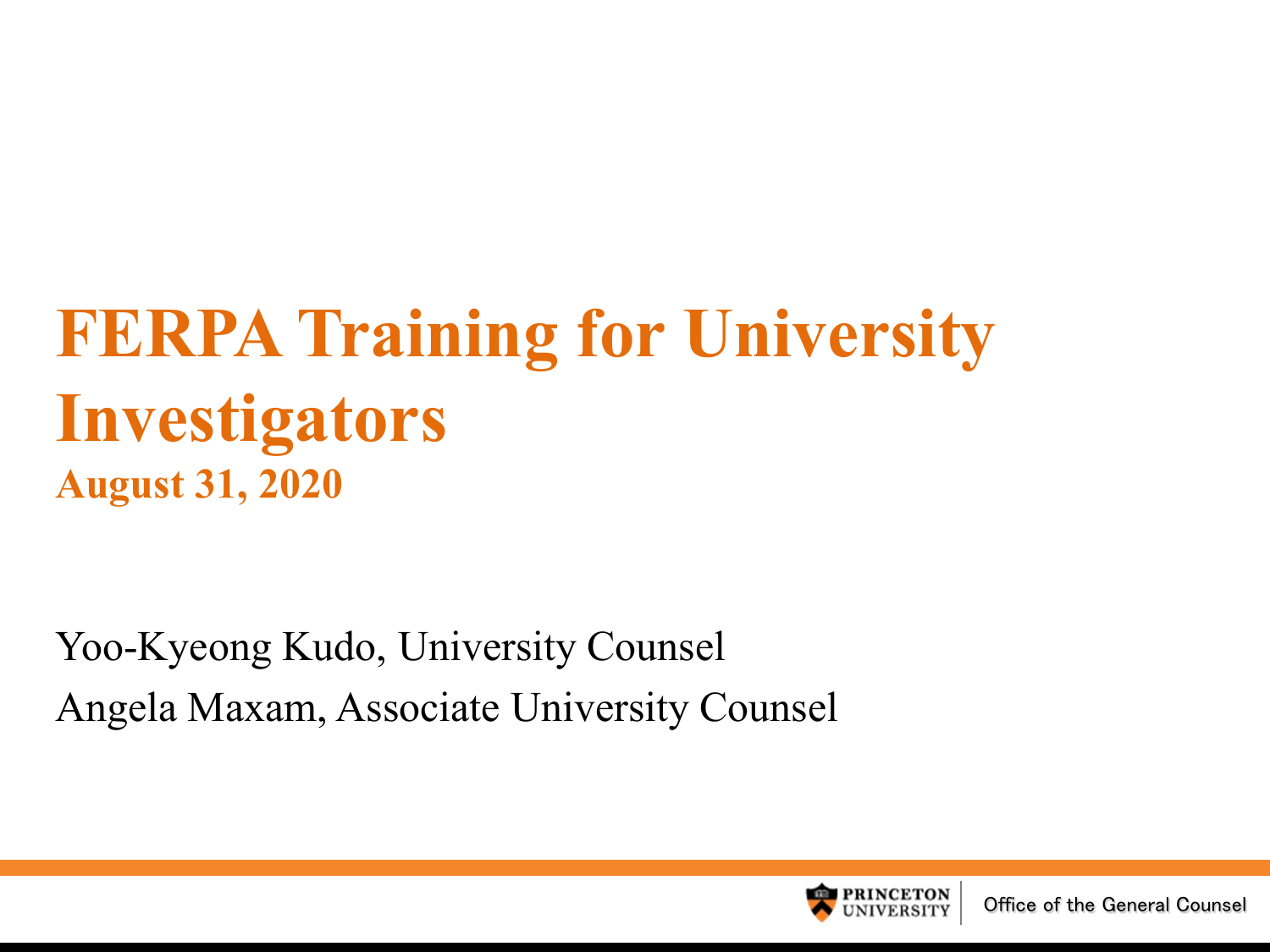# FERPA Training for University Investigators

**August 31, 2020**

Yoo-Kyeong Kudo, University Counsel

Angela Maxam, Associate University Counsel

Princeton University | Office of the General Counsel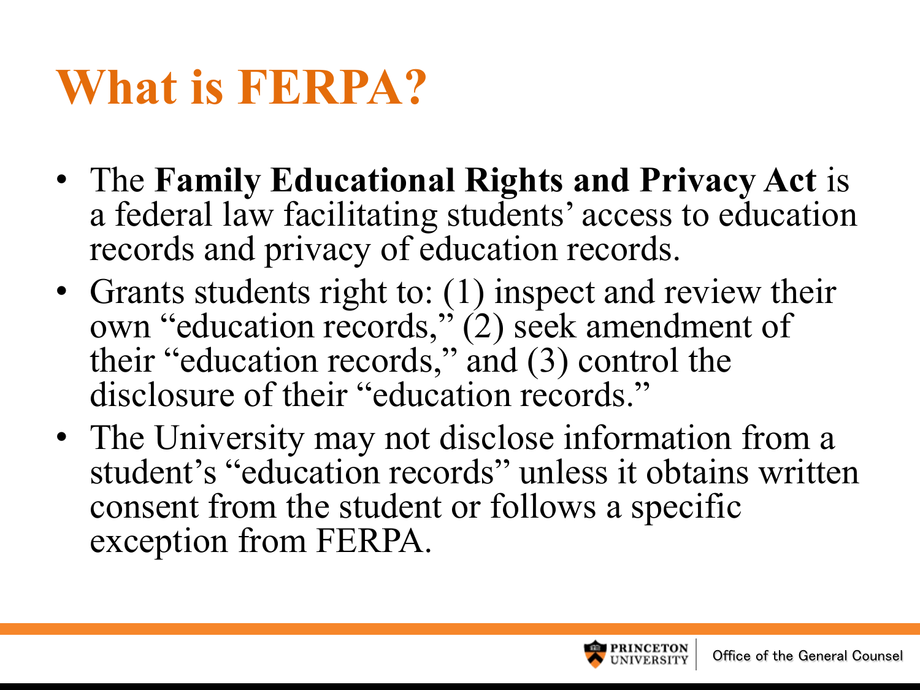# What is FERPA?

- The **Family Educational Rights and Privacy Act** is a federal law facilitating students' access to education records and privacy of education records.
- Grants students right to: (1) inspect and review their own "education records," (2) seek amendment of their "education records," and (3) control the disclosure of their "education records."
- The University may not disclose information from a student's "education records" unless it obtains written consent from the student or follows a specific exception from FERPA.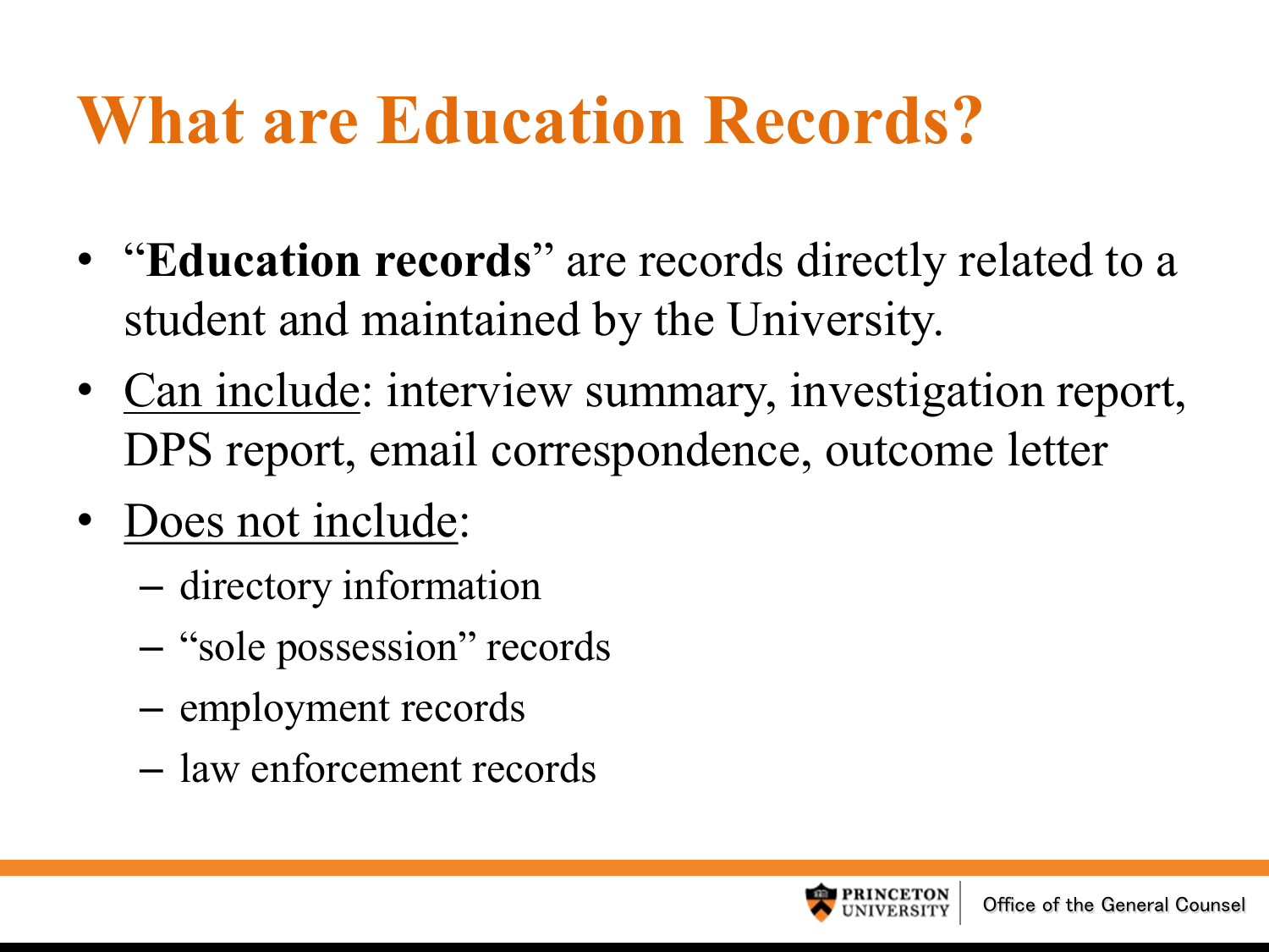# What are Education Records?

- "**Education records**" are records directly related to a student and maintained by the University.
- <u>Can include</u>: interview summary, investigation report, DPS report, email correspondence, outcome letter
- <u>Does not include</u>:
  - directory information
  - "sole possession" records
  - employment records
  - law enforcement records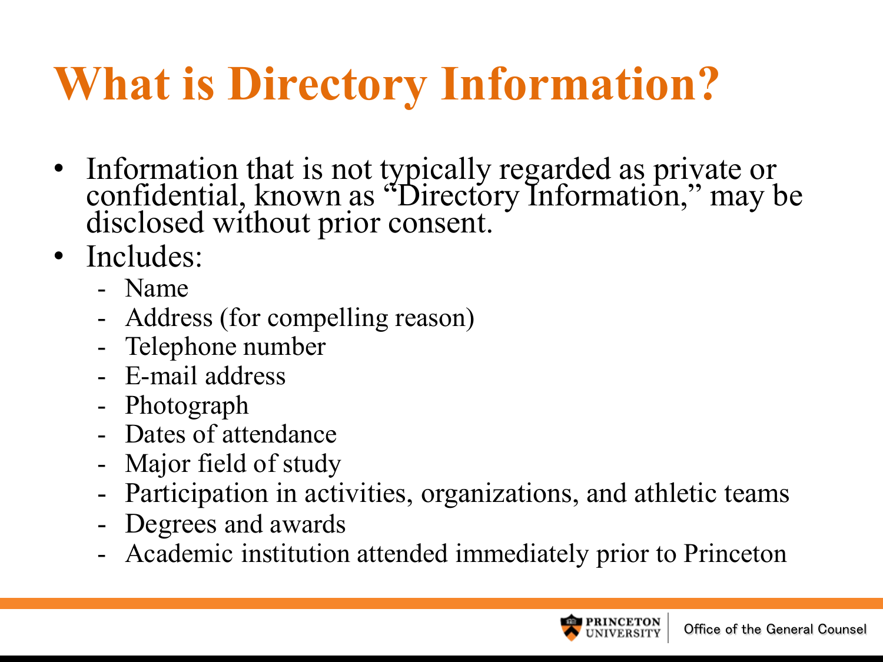# What is Directory Information?

- Information that is not typically regarded as private or confidential, known as "Directory Information," may be disclosed without prior consent.
- Includes:
  - Name
  - Address (for compelling reason)
  - Telephone number
  - E-mail address
  - Photograph
  - Dates of attendance
  - Major field of study
  - Participation in activities, organizations, and athletic teams
  - Degrees and awards
  - Academic institution attended immediately prior to Princeton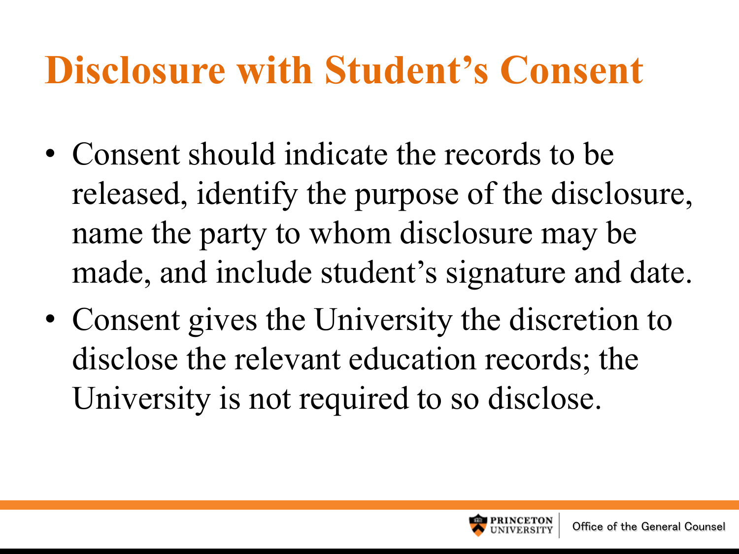# Disclosure with Student's Consent

- Consent should indicate the records to be released, identify the purpose of the disclosure, name the party to whom disclosure may be made, and include student's signature and date.
- Consent gives the University the discretion to disclose the relevant education records; the University is not required to so disclose.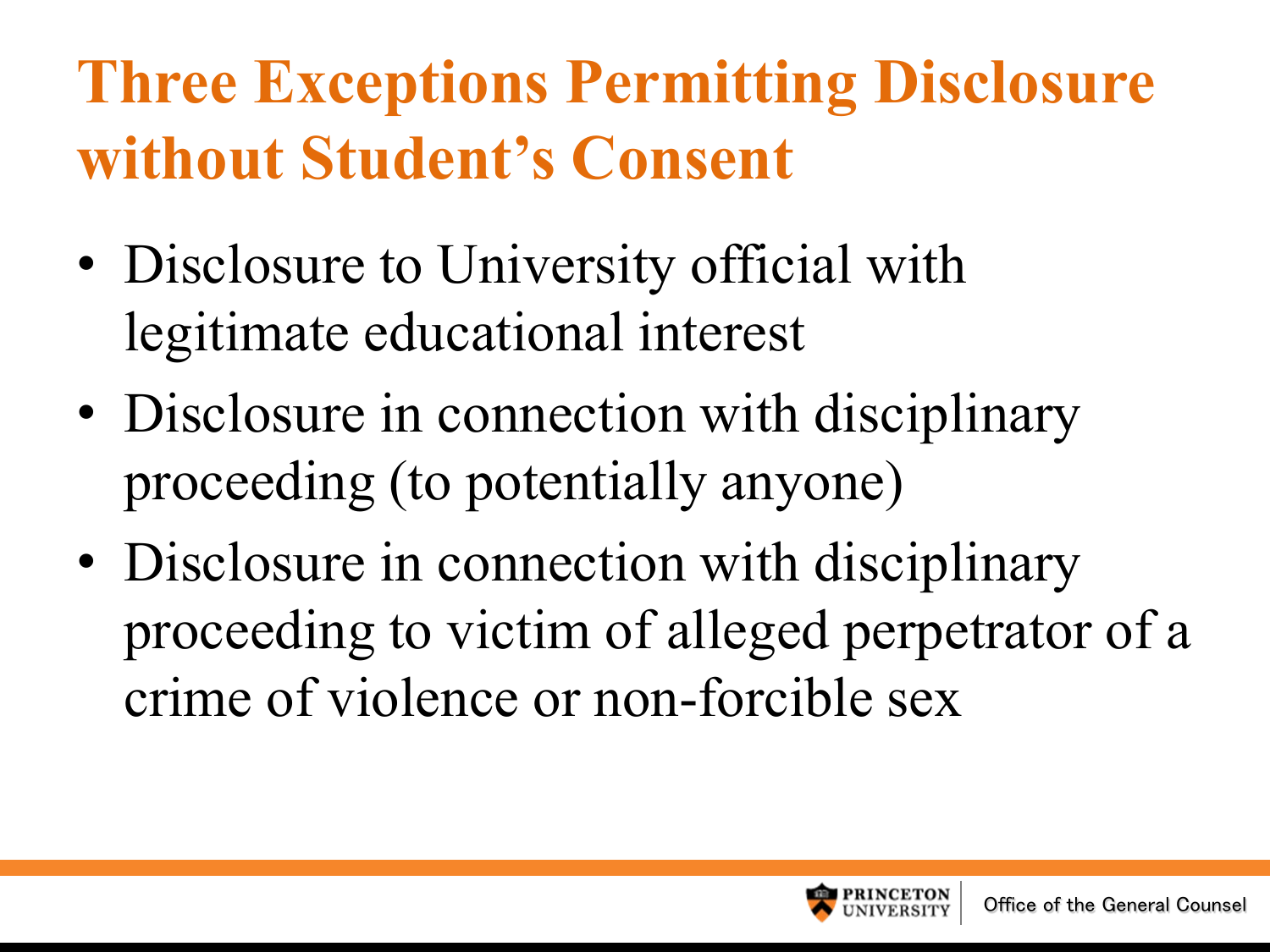# Three Exceptions Permitting Disclosure without Student's Consent

- Disclosure to University official with legitimate educational interest
- Disclosure in connection with disciplinary proceeding (to potentially anyone)
- Disclosure in connection with disciplinary proceeding to victim of alleged perpetrator of a crime of violence or non-forcible sex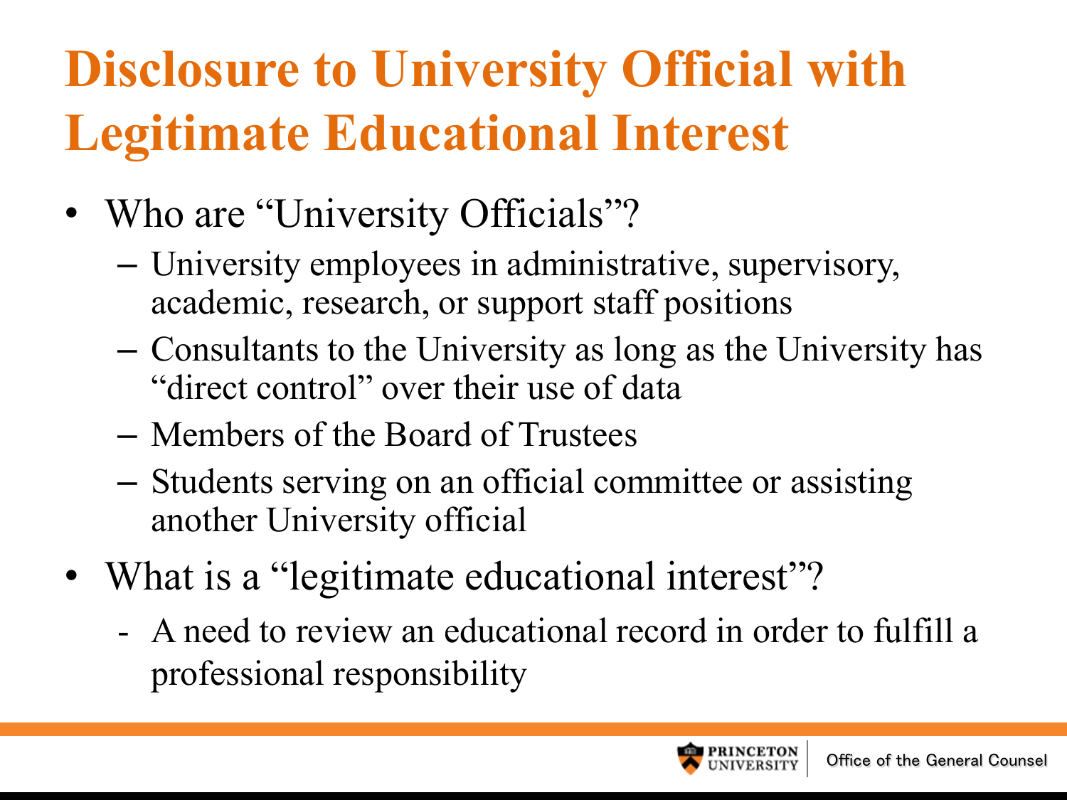# Disclosure to University Official with Legitimate Educational Interest

- Who are "University Officials"?
  - University employees in administrative, supervisory, academic, research, or support staff positions
  - Consultants to the University as long as the University has "direct control" over their use of data
  - Members of the Board of Trustees
  - Students serving on an official committee or assisting another University official
- What is a "legitimate educational interest"?
  - A need to review an educational record in order to fulfill a professional responsibility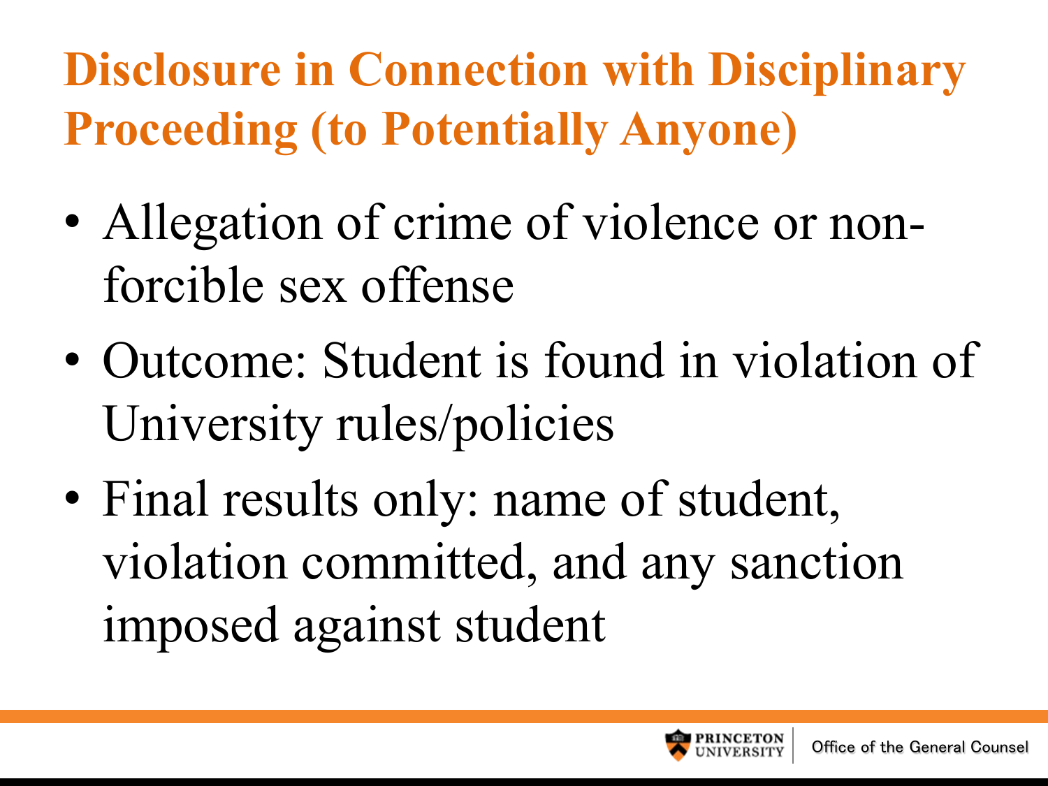# Disclosure in Connection with Disciplinary Proceeding (to Potentially Anyone)

- Allegation of crime of violence or non-forcible sex offense
- Outcome: Student is found in violation of University rules/policies
- Final results only: name of student, violation committed, and any sanction imposed against student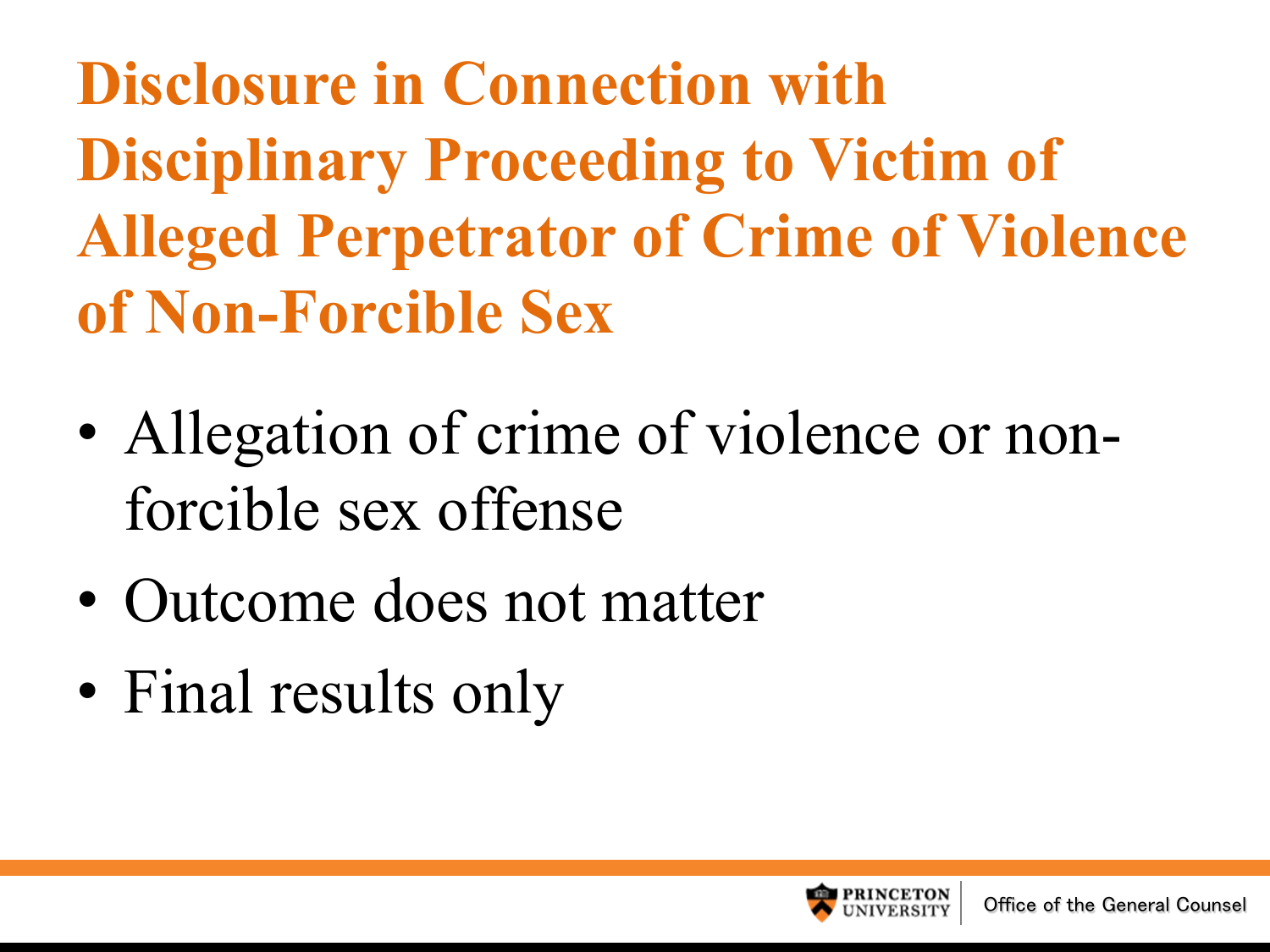# Disclosure in Connection with Disciplinary Proceeding to Victim of Alleged Perpetrator of Crime of Violence of Non-Forcible Sex

- Allegation of crime of violence or non-forcible sex offense
- Outcome does not matter
- Final results only